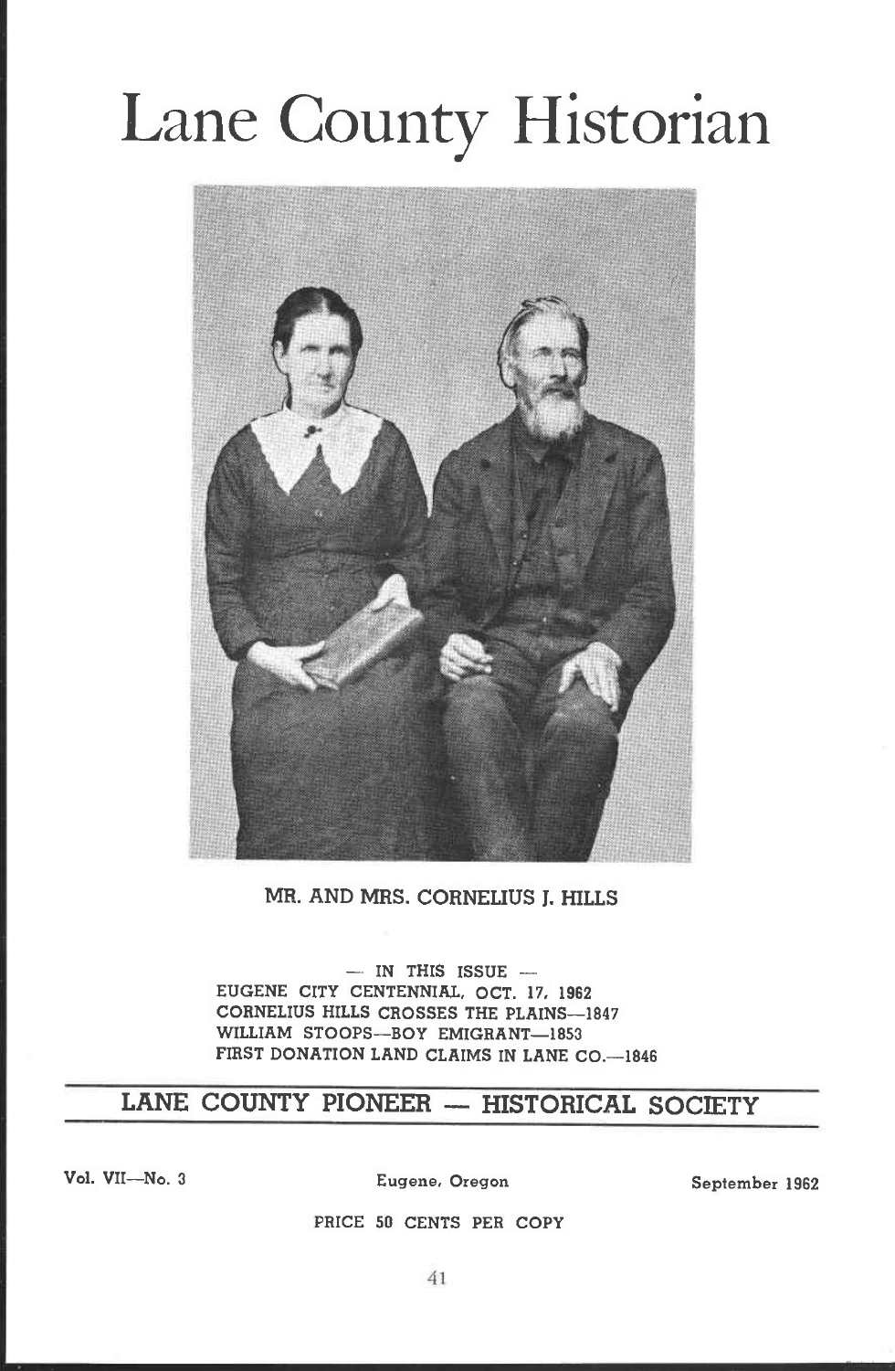# Lane County Historian

MR. AND MRS. CORNELIUS J. HILLS

— IN THIS ISSUE —

EUGENE CITY CENTENNIAL, OCT. 17, 1962

CORNELIUS HILLS CROSSES THE PLAINS—1847

WILLIAM STOOPS—BOY EMIGRANT—1853

FIRST DONATION LAND CLAIMS IN LANE CO.—1846

## LANE COUNTY PIONEER — HISTORICAL SOCIETY

Vol. VII—No. 3 | Eugene, Oregon | September 1962

PRICE 50 CENTS PER COPY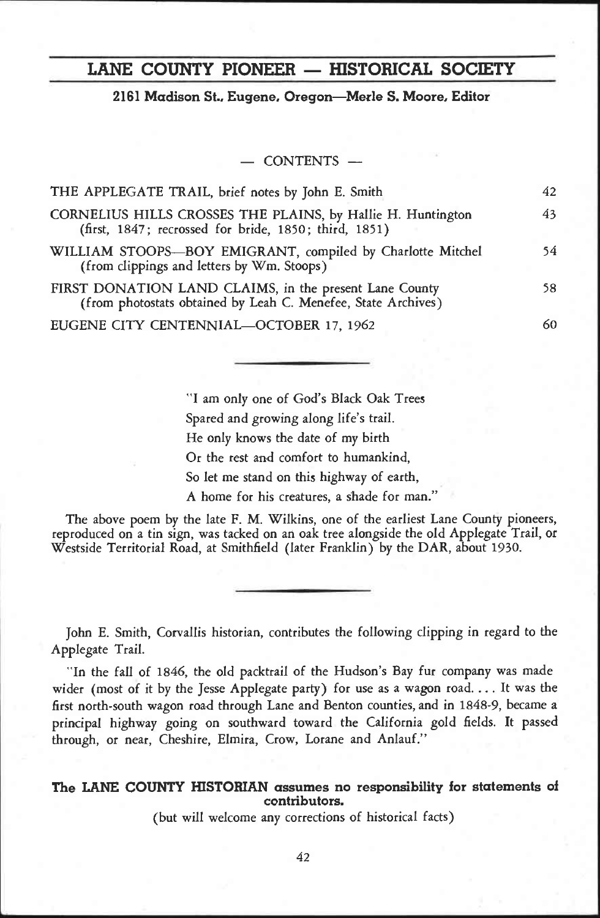## LANE COUNTY PIONEER — HISTORICAL SOCIETY

**2161 Madison St., Eugene, Oregon—Merle S. Moore, Editor**

— CONTENTS —

| | |
|---|---|
| THE APPLEGATE TRAIL, brief notes by John E. Smith | 42 |
| CORNELIUS HILLS CROSSES THE PLAINS, by Hallie H. Huntington (first, 1847; recrossed for bride, 1850; third, 1851) | 43 |
| WILLIAM STOOPS—BOY EMIGRANT, compiled by Charlotte Mitchel (from clippings and letters by Wm. Stoops) | 54 |
| FIRST DONATION LAND CLAIMS, in the present Lane County (from photostats obtained by Leah C. Menefee, State Archives) | 58 |
| EUGENE CITY CENTENNIAL—OCTOBER 17, 1962 | 60 |

"I am only one of God's Black Oak Trees
Spared and growing along life's trail.
He only knows the date of my birth
Or the rest and comfort to humankind,
So let me stand on this highway of earth,
A home for his creatures, a shade for man."

The above poem by the late F. M. Wilkins, one of the earliest Lane County pioneers, reproduced on a tin sign, was tacked on an oak tree alongside the old Applegate Trail, or Westside Territorial Road, at Smithfield (later Franklin) by the DAR, about 1930.

John E. Smith, Corvallis historian, contributes the following clipping in regard to the Applegate Trail.

"In the fall of 1846, the old packtrail of the Hudson's Bay fur company was made wider (most of it by the Jesse Applegate party) for use as a wagon road. . . . It was the first north-south wagon road through Lane and Benton counties, and in 1848-9, became a principal highway going on southward toward the California gold fields. It passed through, or near, Cheshire, Elmira, Crow, Lorane and Anlauf."

**The LANE COUNTY HISTORIAN assumes no responsibility for statements of contributors.**

(but will welcome any corrections of historical facts)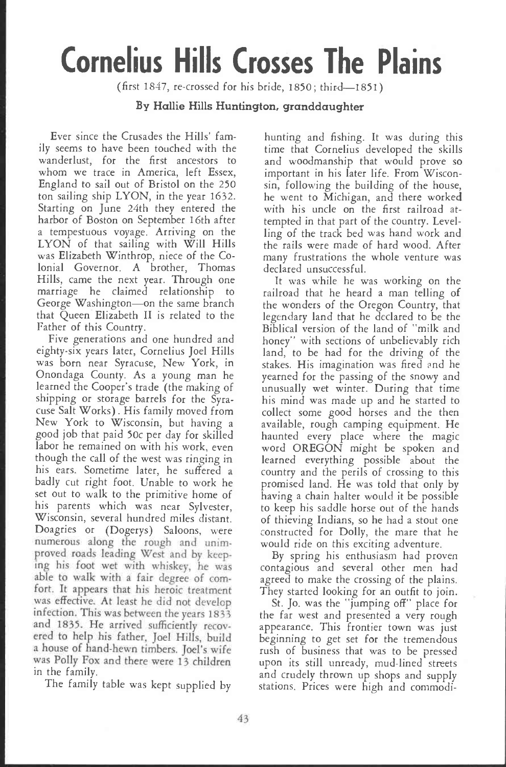# Cornelius Hills Crosses The Plains

(first 1847, re-crossed for his bride, 1850; third—1851)

**By Hallie Hills Huntington, granddaughter**

Ever since the Crusades the Hills' family seems to have been touched with the wanderlust, for the first ancestors to whom we trace in America, left Essex, England to sail out of Bristol on the 250 ton sailing ship LYON, in the year 1632. Starting on June 24th they entered the harbor of Boston on September 16th after a tempestuous voyage. Arriving on the LYON of that sailing with Will Hills was Elizabeth Winthrop, niece of the Colonial Governor. A brother, Thomas Hills, came the next year. Through one marriage he claimed relationship to George Washington—on the same branch that Queen Elizabeth II is related to the Father of this Country.

Five generations and one hundred and eighty-six years later, Cornelius Joel Hills was born near Syracuse, New York, in Onondaga County. As a young man he learned the Cooper's trade (the making of shipping or storage barrels for the Syracuse Salt Works). His family moved from New York to Wisconsin, but having a good job that paid 50c per day for skilled labor he remained on with his work, even though the call of the west was ringing in his ears. Sometime later, he suffered a badly cut right foot. Unable to work he set out to walk to the primitive home of his parents which was near Sylvester, Wisconsin, several hundred miles distant. Doagries or (Dogerys) Saloons, were numerous along the rough and unimproved roads leading West and by keeping his foot wet with whiskey, he was able to walk with a fair degree of comfort. It appears that his heroic treatment was effective. At least he did not develop infection. This was between the years 1833 and 1835. He arrived sufficiently recovered to help his father, Joel Hills, build a house of hand-hewn timbers. Joel's wife was Polly Fox and there were 13 children in the family.

The family table was kept supplied by hunting and fishing. It was during this time that Cornelius developed the skills and woodmanship that would prove so important in his later life. From Wisconsin, following the building of the house, he went to Michigan, and there worked with his uncle on the first railroad attempted in that part of the country. Levelling of the track bed was hand work and the rails were made of hard wood. After many frustrations the whole venture was declared unsuccessful.

It was while he was working on the railroad that he heard a man telling of the wonders of the Oregon Country, that legendary land that he declared to be the Biblical version of the land of "milk and honey" with sections of unbelievably rich land, to be had for the driving of the stakes. His imagination was fired and he yearned for the passing of the snowy and unusually wet winter. During that time his mind was made up and he started to collect some good horses and the then available, rough camping equipment. He haunted every place where the magic word OREGON might be spoken and learned everything possible about the country and the perils of crossing to this promised land. He was told that only by having a chain halter would it be possible to keep his saddle horse out of the hands of thieving Indians, so he had a stout one constructed for Dolly, the mare that he would ride on this exciting adventure.

By spring his enthusiasm had proven contagious and several other men had agreed to make the crossing of the plains. They started looking for an outfit to join.

St. Jo. was the "jumping off" place for the far west and presented a very rough appearance. This frontier town was just beginning to get set for the tremendous rush of business that was to be pressed upon its still unready, mud-lined streets and crudely thrown up shops and supply stations. Prices were high and commodi-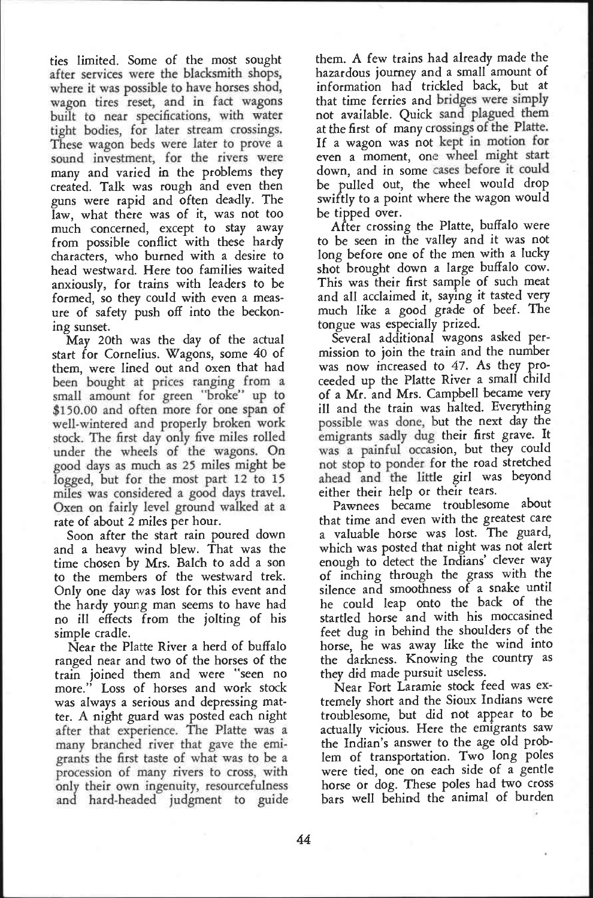ties limited. Some of the most sought after services were the blacksmith shops, where it was possible to have horses shod, wagon tires reset, and in fact wagons built to near specifications, with water tight bodies, for later stream crossings. These wagon beds were later to prove a sound investment, for the rivers were many and varied in the problems they created. Talk was rough and even then guns were rapid and often deadly. The law, what there was of it, was not too much concerned, except to stay away from possible conflict with these hardy characters, who burned with a desire to head westward. Here too families waited anxiously, for trains with leaders to be formed, so they could with even a measure of safety push off into the beckoning sunset.

May 20th was the day of the actual start for Cornelius. Wagons, some 40 of them, were lined out and oxen that had been bought at prices ranging from a small amount for green "broke" up to $150.00 and often more for one span of well-wintered and properly broken work stock. The first day only five miles rolled under the wheels of the wagons. On good days as much as 25 miles might be logged, but for the most part 12 to 15 miles was considered a good days travel. Oxen on fairly level ground walked at a rate of about 2 miles per hour.

Soon after the start rain poured down and a heavy wind blew. That was the time chosen by Mrs. Balch to add a son to the members of the westward trek. Only one day was lost for this event and the hardy young man seems to have had no ill effects from the jolting of his simple cradle.

Near the Platte River a herd of buffalo ranged near and two of the horses of the train joined them and were "seen no more." Loss of horses and work stock was always a serious and depressing matter. A night guard was posted each night after that experience. The Platte was a many branched river that gave the emigrants the first taste of what was to be a procession of many rivers to cross, with only their own ingenuity, resourcefulness and hard-headed judgment to guide them. A few trains had already made the hazardous journey and a small amount of information had trickled back, but at that time ferries and bridges were simply not available. Quick sand plagued them at the first of many crossings of the Platte. If a wagon was not kept in motion for even a moment, one wheel might start down, and in some cases before it could be pulled out, the wheel would drop swiftly to a point where the wagon would be tipped over.

After crossing the Platte, buffalo were to be seen in the valley and it was not long before one of the men with a lucky shot brought down a large buffalo cow. This was their first sample of such meat and all acclaimed it, saying it tasted very much like a good grade of beef. The tongue was especially prized.

Several additional wagons asked permission to join the train and the number was now increased to 47. As they proceeded up the Platte River a small child of a Mr. and Mrs. Campbell became very ill and the train was halted. Everything possible was done, but the next day the emigrants sadly dug their first grave. It was a painful occasion, but they could not stop to ponder for the road stretched ahead and the little girl was beyond either their help or their tears.

Pawnees became troublesome about that time and even with the greatest care a valuable horse was lost. The guard, which was posted that night was not alert enough to detect the Indians' clever way of inching through the grass with the silence and smoothness of a snake until he could leap onto the back of the startled horse and with his moccasined feet dug in behind the shoulders of the horse, he was away like the wind into the darkness. Knowing the country as they did made pursuit useless.

Near Fort Laramie stock feed was extremely short and the Sioux Indians were troublesome, but did not appear to be actually vicious. Here the emigrants saw the Indian's answer to the age old problem of transportation. Two long poles were tied, one on each side of a gentle horse or dog. These poles had two cross bars well behind the animal of burden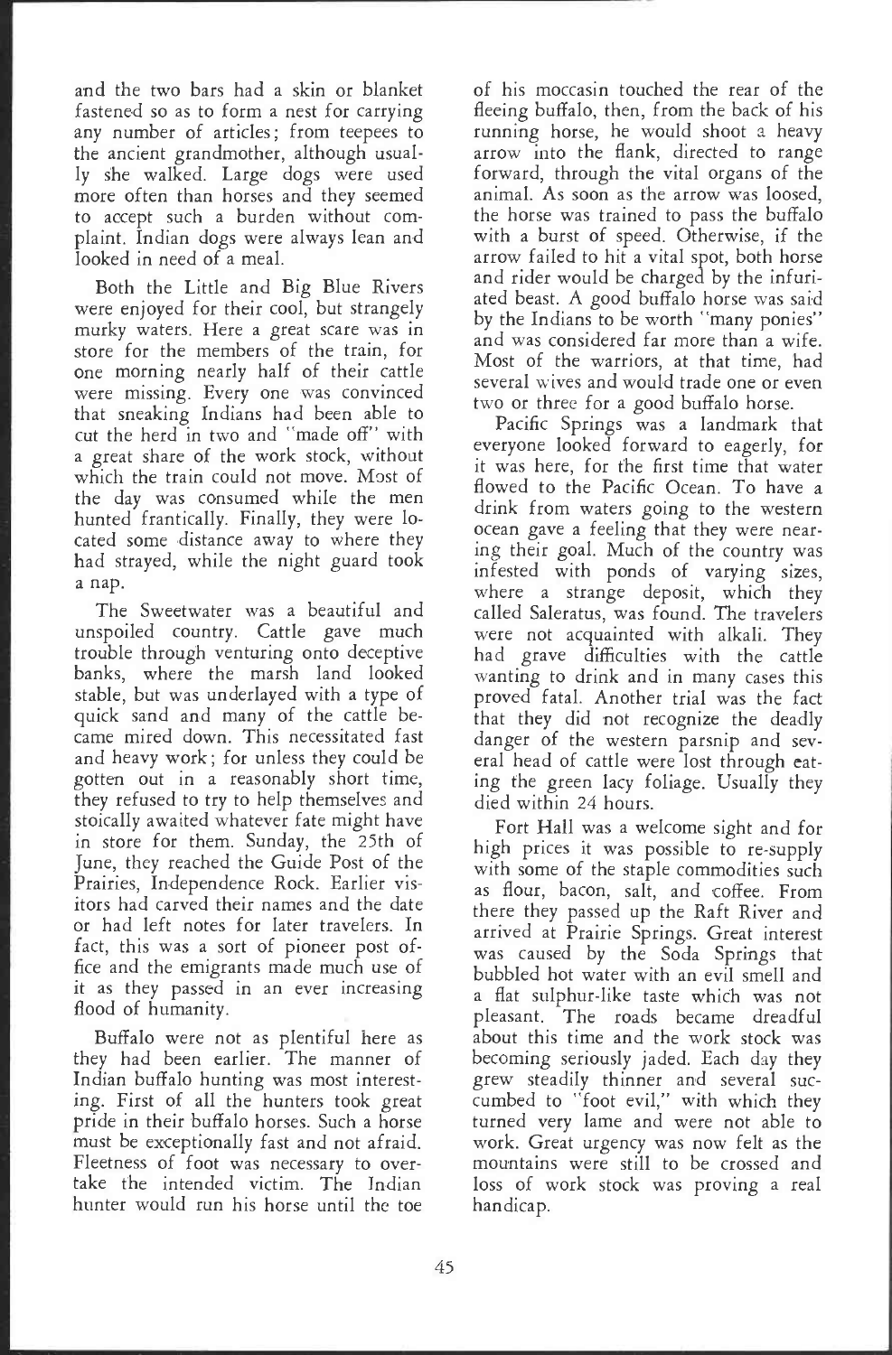and the two bars had a skin or blanket fastened so as to form a nest for carrying any number of articles; from teepees to the ancient grandmother, although usually she walked. Large dogs were used more often than horses and they seemed to accept such a burden without complaint. Indian dogs were always lean and looked in need of a meal.

Both the Little and Big Blue Rivers were enjoyed for their cool, but strangely murky waters. Here a great scare was in store for the members of the train, for one morning nearly half of their cattle were missing. Every one was convinced that sneaking Indians had been able to cut the herd in two and "made off" with a great share of the work stock, without which the train could not move. Most of the day was consumed while the men hunted frantically. Finally, they were located some distance away to where they had strayed, while the night guard took a nap.

The Sweetwater was a beautiful and unspoiled country. Cattle gave much trouble through venturing onto deceptive banks, where the marsh land looked stable, but was underlayed with a type of quick sand and many of the cattle became mired down. This necessitated fast and heavy work; for unless they could be gotten out in a reasonably short time, they refused to try to help themselves and stoically awaited whatever fate might have in store for them. Sunday, the 25th of June, they reached the Guide Post of the Prairies, Independence Rock. Earlier visitors had carved their names and the date or had left notes for later travelers. In fact, this was a sort of pioneer post office and the emigrants made much use of it as they passed in an ever increasing flood of humanity.

Buffalo were not as plentiful here as they had been earlier. The manner of Indian buffalo hunting was most interesting. First of all the hunters took great pride in their buffalo horses. Such a horse must be exceptionally fast and not afraid. Fleetness of foot was necessary to overtake the intended victim. The Indian hunter would run his horse until the toe of his moccasin touched the rear of the fleeing buffalo, then, from the back of his running horse, he would shoot a heavy arrow into the flank, directed to range forward, through the vital organs of the animal. As soon as the arrow was loosed, the horse was trained to pass the buffalo with a burst of speed. Otherwise, if the arrow failed to hit a vital spot, both horse and rider would be charged by the infuriated beast. A good buffalo horse was said by the Indians to be worth "many ponies" and was considered far more than a wife. Most of the warriors, at that time, had several wives and would trade one or even two or three for a good buffalo horse.

Pacific Springs was a landmark that everyone looked forward to eagerly, for it was here, for the first time that water flowed to the Pacific Ocean. To have a drink from waters going to the western ocean gave a feeling that they were nearing their goal. Much of the country was infested with ponds of varying sizes, where a strange deposit, which they called Saleratus, was found. The travelers were not acquainted with alkali. They had grave difficulties with the cattle wanting to drink and in many cases this proved fatal. Another trial was the fact that they did not recognize the deadly danger of the western parsnip and several head of cattle were lost through eating the green lacy foliage. Usually they died within 24 hours.

Fort Hall was a welcome sight and for high prices it was possible to re-supply with some of the staple commodities such as flour, bacon, salt, and coffee. From there they passed up the Raft River and arrived at Prairie Springs. Great interest was caused by the Soda Springs that bubbled hot water with an evil smell and a flat sulphur-like taste which was not pleasant. The roads became dreadful about this time and the work stock was becoming seriously jaded. Each day they grew steadily thinner and several succumbed to "foot evil," with which they turned very lame and were not able to work. Great urgency was now felt as the mountains were still to be crossed and loss of work stock was proving a real handicap.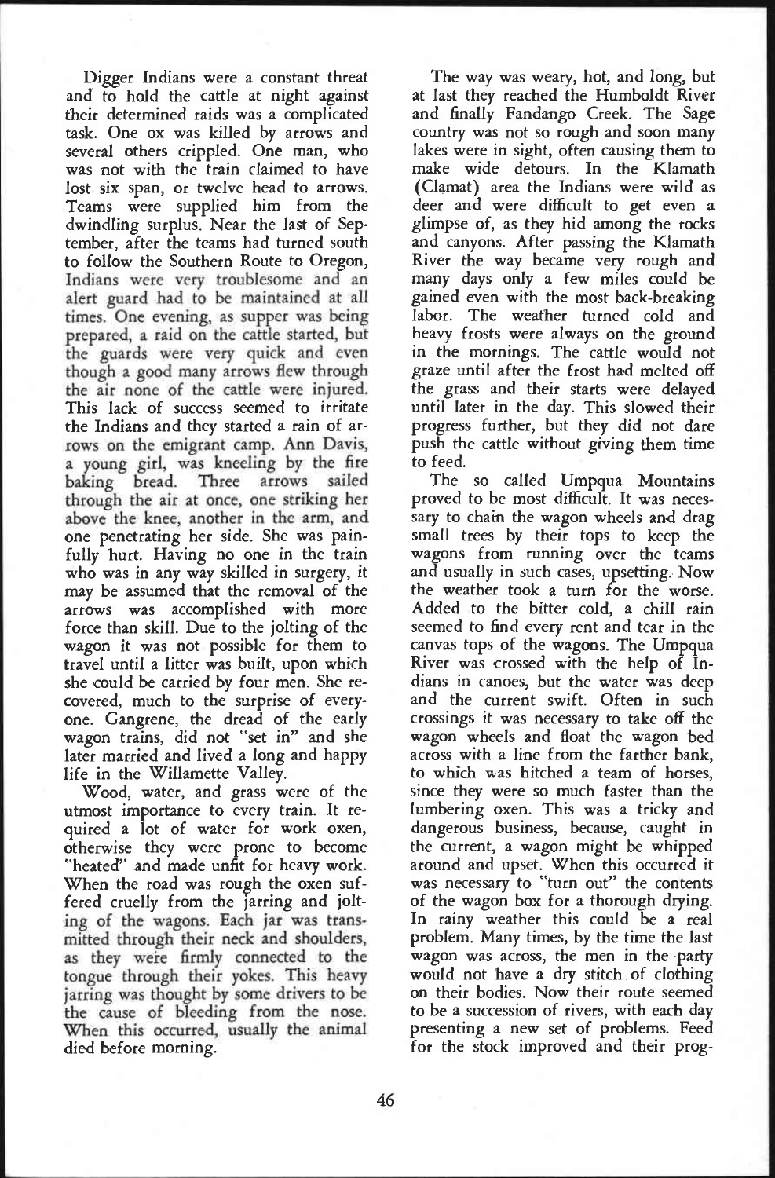Digger Indians were a constant threat and to hold the cattle at night against their determined raids was a complicated task. One ox was killed by arrows and several others crippled. One man, who was not with the train claimed to have lost six span, or twelve head to arrows. Teams were supplied him from the dwindling surplus. Near the last of September, after the teams had turned south to follow the Southern Route to Oregon, Indians were very troublesome and an alert guard had to be maintained at all times. One evening, as supper was being prepared, a raid on the cattle started, but the guards were very quick and even though a good many arrows flew through the air none of the cattle were injured. This lack of success seemed to irritate the Indians and they started a rain of arrows on the emigrant camp. Ann Davis, a young girl, was kneeling by the fire baking bread. Three arrows sailed through the air at once, one striking her above the knee, another in the arm, and one penetrating her side. She was painfully hurt. Having no one in the train who was in any way skilled in surgery, it may be assumed that the removal of the arrows was accomplished with more force than skill. Due to the jolting of the wagon it was not possible for them to travel until a litter was built, upon which she could be carried by four men. She recovered, much to the surprise of everyone. Gangrene, the dread of the early wagon trains, did not "set in" and she later married and lived a long and happy life in the Willamette Valley.

Wood, water, and grass were of the utmost importance to every train. It required a lot of water for work oxen, otherwise they were prone to become "heated" and made unfit for heavy work. When the road was rough the oxen suffered cruelly from the jarring and jolting of the wagons. Each jar was transmitted through their neck and shoulders, as they were firmly connected to the tongue through their yokes. This heavy jarring was thought by some drivers to be the cause of bleeding from the nose. When this occurred, usually the animal died before morning.

The way was weary, hot, and long, but at last they reached the Humboldt River and finally Fandango Creek. The Sage country was not so rough and soon many lakes were in sight, often causing them to make wide detours. In the Klamath (Clamat) area the Indians were wild as deer and were difficult to get even a glimpse of, as they hid among the rocks and canyons. After passing the Klamath River the way became very rough and many days only a few miles could be gained even with the most back-breaking labor. The weather turned cold and heavy frosts were always on the ground in the mornings. The cattle would not graze until after the frost had melted off the grass and their starts were delayed until later in the day. This slowed their progress further, but they did not dare push the cattle without giving them time to feed.

The so called Umpqua Mountains proved to be most difficult. It was necessary to chain the wagon wheels and drag small trees by their tops to keep the wagons from running over the teams and usually in such cases, upsetting. Now the weather took a turn for the worse. Added to the bitter cold, a chill rain seemed to find every rent and tear in the canvas tops of the wagons. The Umpqua River was crossed with the help of Indians in canoes, but the water was deep and the current swift. Often in such crossings it was necessary to take off the wagon wheels and float the wagon bed across with a line from the farther bank, to which was hitched a team of horses, since they were so much faster than the lumbering oxen. This was a tricky and dangerous business, because, caught in the current, a wagon might be whipped around and upset. When this occurred it was necessary to "turn out" the contents of the wagon box for a thorough drying. In rainy weather this could be a real problem. Many times, by the time the last wagon was across, the men in the party would not have a dry stitch of clothing on their bodies. Now their route seemed to be a succession of rivers, with each day presenting a new set of problems. Feed for the stock improved and their prog-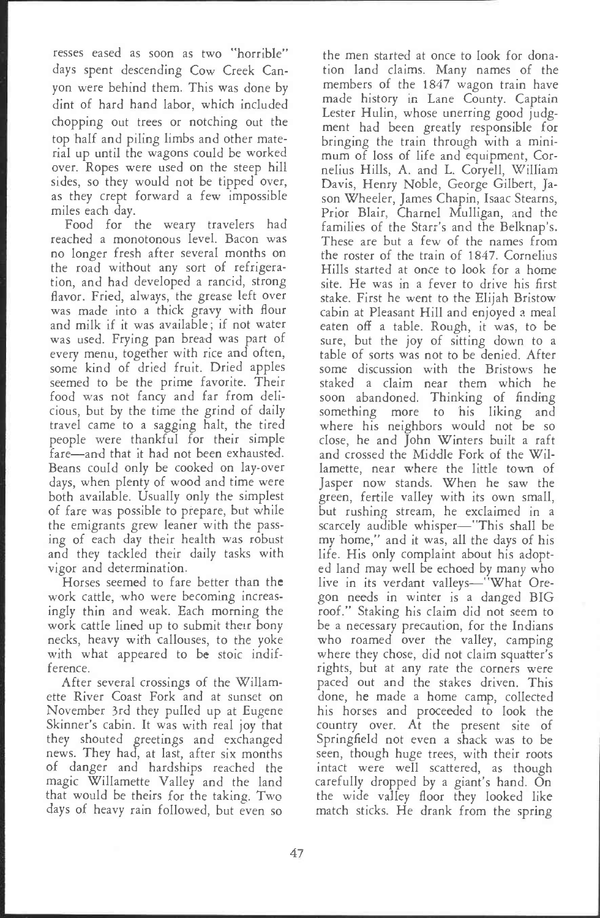resses eased as soon as two "horrible" days spent descending Cow Creek Canyon were behind them. This was done by dint of hard hand labor, which included chopping out trees or notching out the top half and piling limbs and other material up until the wagons could be worked over. Ropes were used on the steep hill sides, so they would not be tipped over, as they crept forward a few impossible miles each day.

Food for the weary travelers had reached a monotonous level. Bacon was no longer fresh after several months on the road without any sort of refrigeration, and had developed a rancid, strong flavor. Fried, always, the grease left over was made into a thick gravy with flour and milk if it was available; if not water was used. Frying pan bread was part of every menu, together with rice and often, some kind of dried fruit. Dried apples seemed to be the prime favorite. Their food was not fancy and far from delicious, but by the time the grind of daily travel came to a sagging halt, the tired people were thankful for their simple fare—and that it had not been exhausted. Beans could only be cooked on lay-over days, when plenty of wood and time were both available. Usually only the simplest of fare was possible to prepare, but while the emigrants grew leaner with the passing of each day their health was robust and they tackled their daily tasks with vigor and determination.

Horses seemed to fare better than the work cattle, who were becoming increasingly thin and weak. Each morning the work cattle lined up to submit their bony necks, heavy with callouses, to the yoke with what appeared to be stoic indifference.

After several crossings of the Willamette River Coast Fork and at sunset on November 3rd they pulled up at Eugene Skinner's cabin. It was with real joy that they shouted greetings and exchanged news. They had, at last, after six months of danger and hardships reached the magic Willamette Valley and the land that would be theirs for the taking. Two days of heavy rain followed, but even so the men started at once to look for donation land claims. Many names of the members of the 1847 wagon train have made history in Lane County. Captain Lester Hulin, whose unerring good judgment had been greatly responsible for bringing the train through with a minimum of loss of life and equipment, Cornelius Hills, A. and L. Coryell, William Davis, Henry Noble, George Gilbert, Jason Wheeler, James Chapin, Isaac Stearns, Prior Blair, Charnel Mulligan, and the families of the Starr's and the Belknap's. These are but a few of the names from the roster of the train of 1847. Cornelius Hills started at once to look for a home site. He was in a fever to drive his first stake. First he went to the Elijah Bristow cabin at Pleasant Hill and enjoyed a meal eaten off a table. Rough, it was, to be sure, but the joy of sitting down to a table of sorts was not to be denied. After some discussion with the Bristows he staked a claim near them which he soon abandoned. Thinking of finding something more to his liking and where his neighbors would not be so close, he and John Winters built a raft and crossed the Middle Fork of the Willamette, near where the little town of Jasper now stands. When he saw the green, fertile valley with its own small, but rushing stream, he exclaimed in a scarcely audible whisper—"This shall be my home," and it was, all the days of his life. His only complaint about his adopted land may well be echoed by many who live in its verdant valleys—"What Oregon needs in winter is a danged BIG roof." Staking his claim did not seem to be a necessary precaution, for the Indians who roamed over the valley, camping where they chose, did not claim squatter's rights, but at any rate the corners were paced out and the stakes driven. This done, he made a home camp, collected his horses and proceeded to look the country over. At the present site of Springfield not even a shack was to be seen, though huge trees, with their roots intact were well scattered, as though carefully dropped by a giant's hand. On the wide valley floor they looked like match sticks. He drank from the spring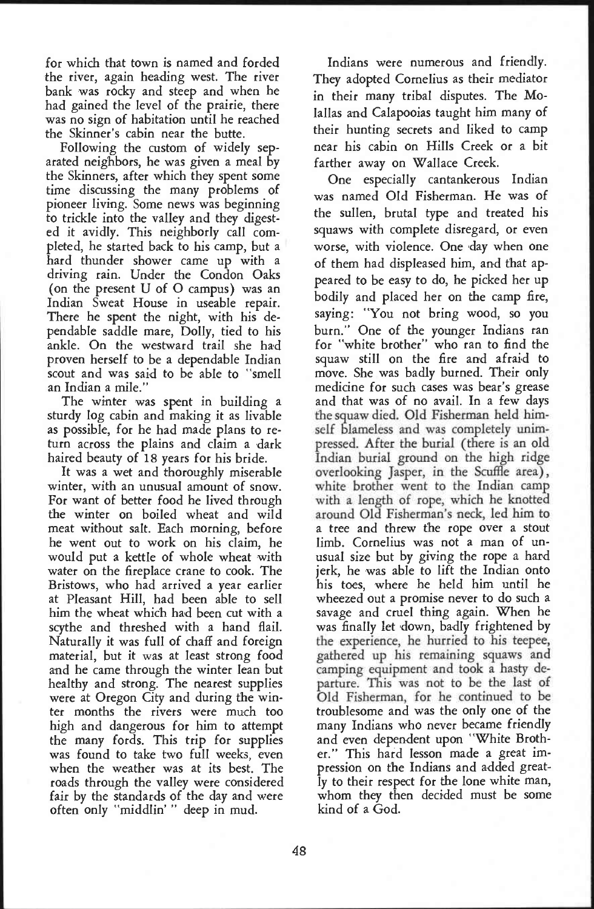for which that town is named and forded the river, again heading west. The river bank was rocky and steep and when he had gained the level of the prairie, there was no sign of habitation until he reached the Skinner's cabin near the butte.

Following the custom of widely separated neighbors, he was given a meal by the Skinners, after which they spent some time discussing the many problems of pioneer living. Some news was beginning to trickle into the valley and they digested it avidly. This neighborly call completed, he started back to his camp, but a hard thunder shower came up with a driving rain. Under the Condon Oaks (on the present U of O campus) was an Indian Sweat House in useable repair. There he spent the night, with his dependable saddle mare, Dolly, tied to his ankle. On the westward trail she had proven herself to be a dependable Indian scout and was said to be able to "smell an Indian a mile."

The winter was spent in building a sturdy log cabin and making it as livable as possible, for he had made plans to return across the plains and claim a dark haired beauty of 18 years for his bride.

It was a wet and thoroughly miserable winter, with an unusual amount of snow. For want of better food he lived through the winter on boiled wheat and wild meat without salt. Each morning, before he went out to work on his claim, he would put a kettle of whole wheat with water on the fireplace crane to cook. The Bristows, who had arrived a year earlier at Pleasant Hill, had been able to sell him the wheat which had been cut with a scythe and threshed with a hand flail. Naturally it was full of chaff and foreign material, but it was at least strong food and he came through the winter lean but healthy and strong. The nearest supplies were at Oregon City and during the winter months the rivers were much too high and dangerous for him to attempt the many fords. This trip for supplies was found to take two full weeks, even when the weather was at its best. The roads through the valley were considered fair by the standards of the day and were often only "middlin' " deep in mud.

Indians were numerous and friendly. They adopted Cornelius as their mediator in their many tribal disputes. The Molallas and Calapooias taught him many of their hunting secrets and liked to camp near his cabin on Hills Creek or a bit farther away on Wallace Creek.

One especially cantankerous Indian was named Old Fisherman. He was of the sullen, brutal type and treated his squaws with complete disregard, or even worse, with violence. One day when one of them had displeased him, and that appeared to be easy to do, he picked her up bodily and placed her on the camp fire, saying: "You not bring wood, so you burn." One of the younger Indians ran for "white brother" who ran to find the squaw still on the fire and afraid to move. She was badly burned. Their only medicine for such cases was bear's grease and that was of no avail. In a few days the squaw died. Old Fisherman held himself blameless and was completely unimpressed. After the burial (there is an old Indian burial ground on the high ridge overlooking Jasper, in the Scuffle area), white brother went to the Indian camp with a length of rope, which he knotted around Old Fisherman's neck, led him to a tree and threw the rope over a stout limb. Cornelius was not a man of unusual size but by giving the rope a hard jerk, he was able to lift the Indian onto his toes, where he held him until he wheezed out a promise never to do such a savage and cruel thing again. When he was finally let down, badly frightened by the experience, he hurried to his teepee, gathered up his remaining squaws and camping equipment and took a hasty departure. This was not to be the last of Old Fisherman, for he continued to be troublesome and was the only one of the many Indians who never became friendly and even dependent upon "White Brother." This hard lesson made a great impression on the Indians and added greatly to their respect for the lone white man, whom they then decided must be some kind of a God.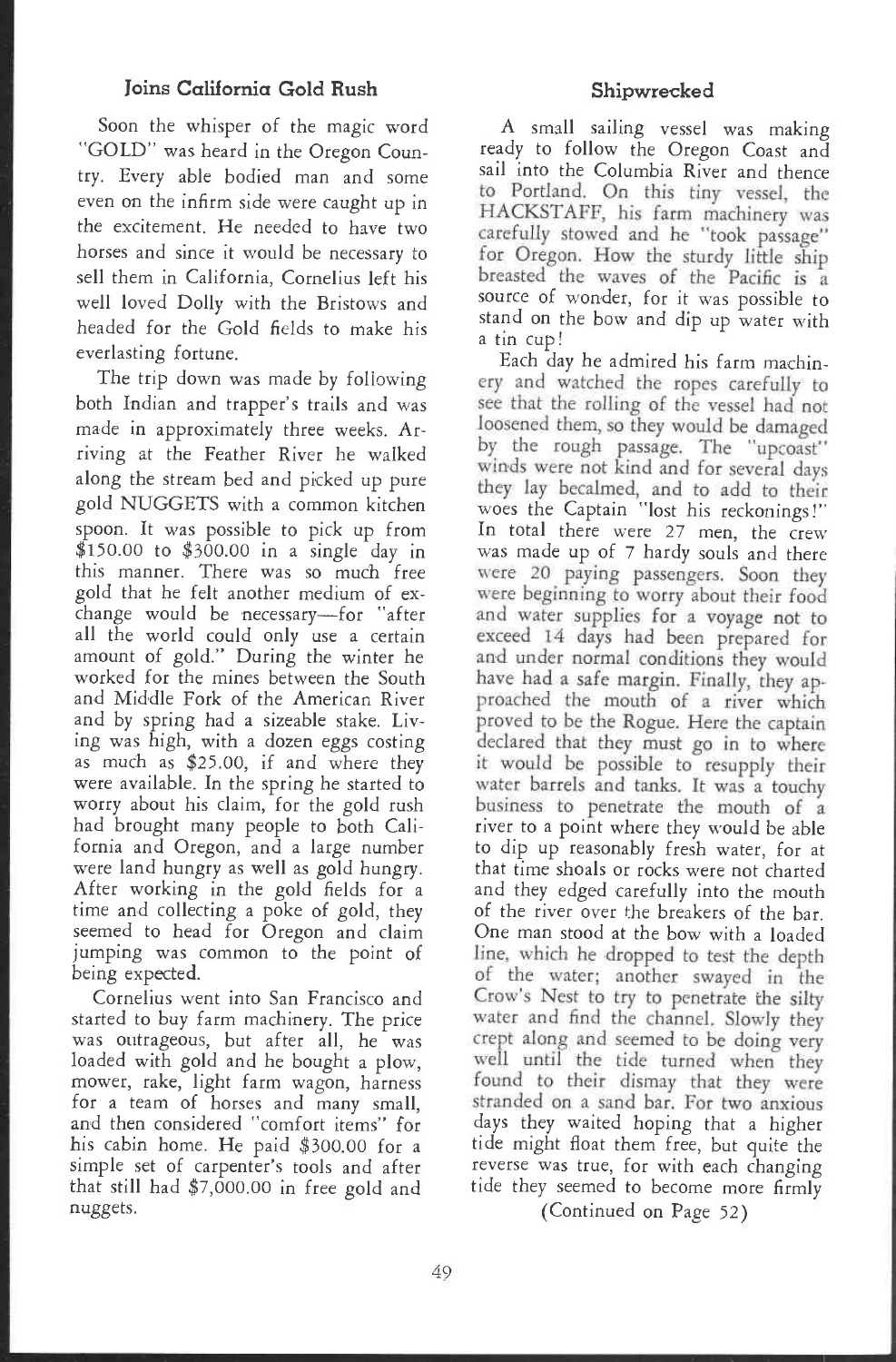## Joins California Gold Rush

Soon the whisper of the magic word "GOLD" was heard in the Oregon Country. Every able bodied man and some even on the infirm side were caught up in the excitement. He needed to have two horses and since it would be necessary to sell them in California, Cornelius left his well loved Dolly with the Bristows and headed for the Gold fields to make his everlasting fortune.

The trip down was made by following both Indian and trapper's trails and was made in approximately three weeks. Arriving at the Feather River he walked along the stream bed and picked up pure gold NUGGETS with a common kitchen spoon. It was possible to pick up from $150.00 to $300.00 in a single day in this manner. There was so much free gold that he felt another medium of exchange would be necessary—for "after all the world could only use a certain amount of gold." During the winter he worked for the mines between the South and Middle Fork of the American River and by spring had a sizeable stake. Living was high, with a dozen eggs costing as much as $25.00, if and where they were available. In the spring he started to worry about his claim, for the gold rush had brought many people to both California and Oregon, and a large number were land hungry as well as gold hungry. After working in the gold fields for a time and collecting a poke of gold, they seemed to head for Oregon and claim jumping was common to the point of being expected.

Cornelius went into San Francisco and started to buy farm machinery. The price was outrageous, but after all, he was loaded with gold and he bought a plow, mower, rake, light farm wagon, harness for a team of horses and many small, and then considered "comfort items" for his cabin home. He paid $300.00 for a simple set of carpenter's tools and after that still had $7,000.00 in free gold and nuggets.

## Shipwrecked

A small sailing vessel was making ready to follow the Oregon Coast and sail into the Columbia River and thence to Portland. On this tiny vessel, the HACKSTAFF, his farm machinery was carefully stowed and he "took passage" for Oregon. How the sturdy little ship breasted the waves of the Pacific is a source of wonder, for it was possible to stand on the bow and dip up water with a tin cup!

Each day he admired his farm machinery and watched the ropes carefully to see that the rolling of the vessel had not loosened them, so they would be damaged by the rough passage. The "upcoast" winds were not kind and for several days they lay becalmed, and to add to their woes the Captain "lost his reckonings!" In total there were 27 men, the crew was made up of 7 hardy souls and there were 20 paying passengers. Soon they were beginning to worry about their food and water supplies for a voyage not to exceed 14 days had been prepared for and under normal conditions they would have had a safe margin. Finally, they approached the mouth of a river which proved to be the Rogue. Here the captain declared that they must go in to where it would be possible to resupply their water barrels and tanks. It was a touchy business to penetrate the mouth of a river to a point where they would be able to dip up reasonably fresh water, for at that time shoals or rocks were not charted and they edged carefully into the mouth of the river over the breakers of the bar. One man stood at the bow with a loaded line, which he dropped to test the depth of the water; another swayed in the Crow's Nest to try to penetrate the silty water and find the channel. Slowly they crept along and seemed to be doing very well until the tide turned when they found to their dismay that they were stranded on a sand bar. For two anxious days they waited hoping that a higher tide might float them free, but quite the reverse was true, for with each changing tide they seemed to become more firmly

(Continued on Page 52)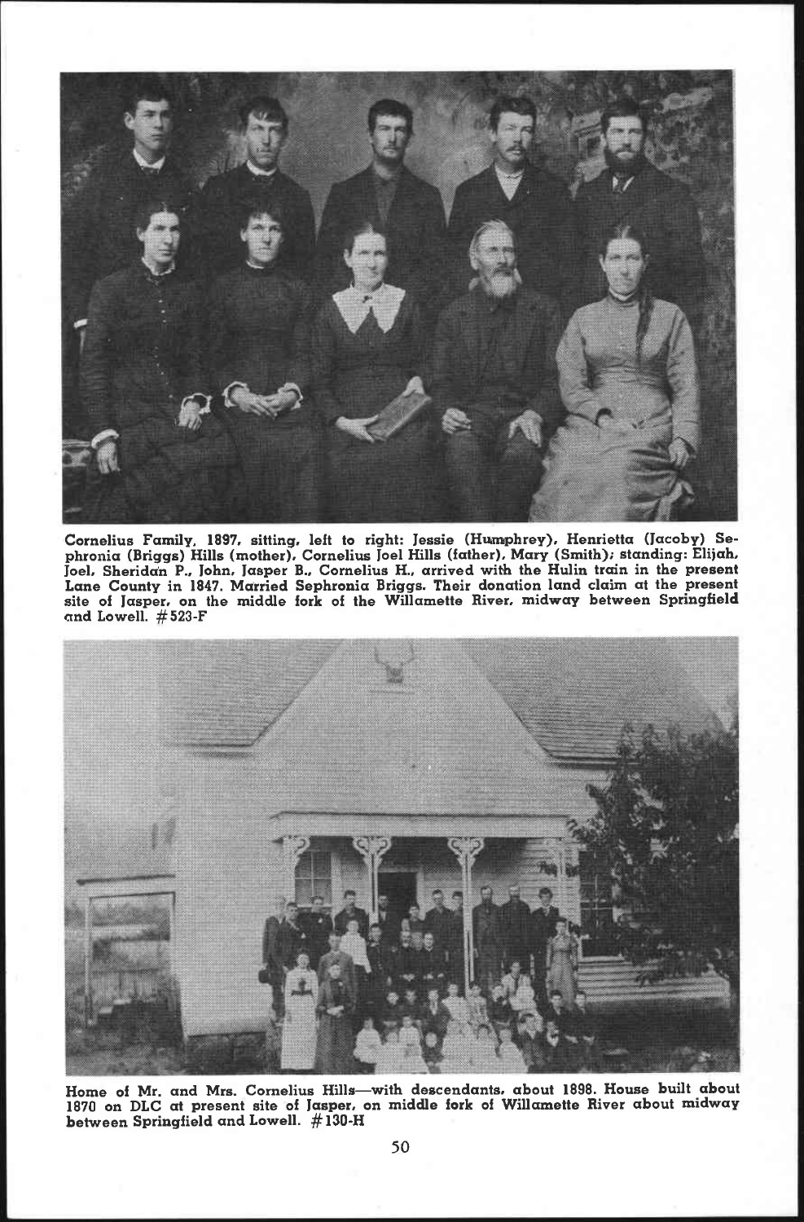Cornelius Family, 1897, sitting, left to right: Jessie (Humphrey), Henrietta (Jacoby) Sephronia (Briggs) Hills (mother), Cornelius Joel Hills (father), Mary (Smith); standing: Elijah, Joel, Sheridan P., John, Jasper B., Cornelius H., arrived with the Hulin train in the present Lane County in 1847. Married Sephronia Briggs. Their donation land claim at the present site of Jasper, on the middle fork of the Willamette River, midway between Springfield and Lowell. #523-F

Home of Mr. and Mrs. Cornelius Hills—with descendants, about 1898. House built about 1870 on DLC at present site of Jasper, on middle fork of Willamette River about midway between Springfield and Lowell. #130-H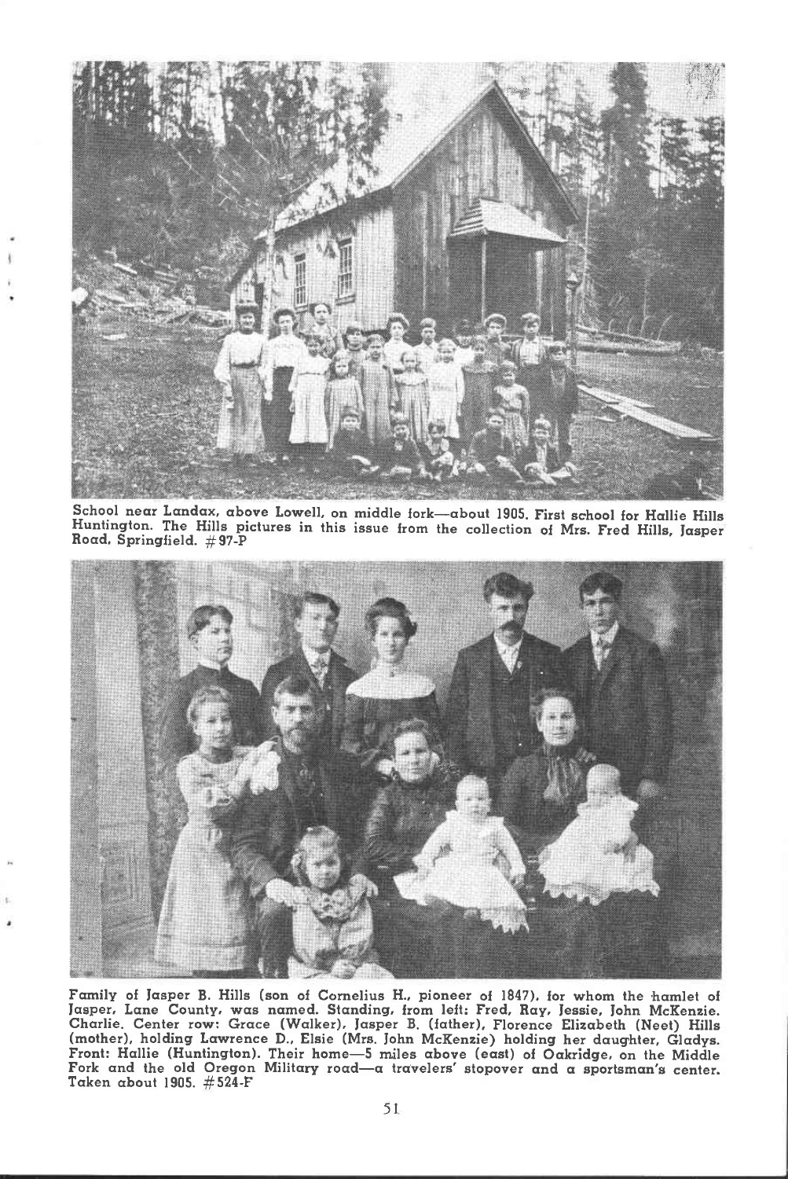School near Landax, above Lowell, on middle fork—about 1905. First school for Hallie Hills Huntington. The Hills pictures in this issue from the collection of Mrs. Fred Hills, Jasper Road, Springfield. #97-P

Family of Jasper B. Hills (son of Cornelius H., pioneer of 1847), for whom the hamlet of Jasper, Lane County, was named. Standing, from left: Fred, Ray, Jessie, John McKenzie. Charlie. Center row: Grace (Walker), Jasper B. (father), Florence Elizabeth (Neet) Hills (mother), holding Lawrence D., Elsie (Mrs. John McKenzie) holding her daughter, Gladys. Front: Hallie (Huntington). Their home—5 miles above (east) of Oakridge, on the Middle Fork and the old Oregon Military road—a travelers' stopover and a sportsman's center. Taken about 1905. #524-F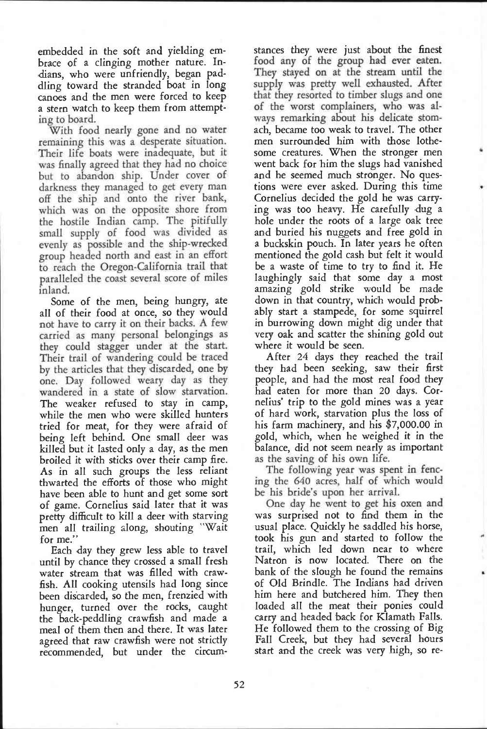embedded in the soft and yielding embrace of a clinging mother nature. Indians, who were unfriendly, began paddling toward the stranded boat in long canoes and the men were forced to keep a stern watch to keep them from attempting to board.

With food nearly gone and no water remaining this was a desperate situation. Their life boats were inadequate, but it was finally agreed that they had no choice but to abandon ship. Under cover of darkness they managed to get every man off the ship and onto the river bank, which was on the opposite shore from the hostile Indian camp. The pitifully small supply of food was divided as evenly as possible and the ship-wrecked group headed north and east in an effort to reach the Oregon-California trail that paralleled the coast several score of miles inland.

Some of the men, being hungry, ate all of their food at once, so they would not have to carry it on their backs. A few carried as many personal belongings as they could stagger under at the start. Their trail of wandering could be traced by the articles that they discarded, one by one. Day followed weary day as they wandered in a state of slow starvation. The weaker refused to stay in camp, while the men who were skilled hunters tried for meat, for they were afraid of being left behind. One small deer was killed but it lasted only a day, as the men broiled it with sticks over their camp fire. As in all such groups the less reliant thwarted the efforts of those who might have been able to hunt and get some sort of game. Cornelius said later that it was pretty difficult to kill a deer with starving men all trailing along, shouting "Wait for me."

Each day they grew less able to travel until by chance they crossed a small fresh water stream that was filled with crawfish. All cooking utensils had long since been discarded, so the men, frenzied with hunger, turned over the rocks, caught the back-peddling crawfish and made a meal of them then and there. It was later agreed that raw crawfish were not strictly recommended, but under the circumstances they were just about the finest food any of the group had ever eaten. They stayed on at the stream until the supply was pretty well exhausted. After that they resorted to timber slugs and one of the worst complainers, who was always remarking about his delicate stomach, became too weak to travel. The other men surrounded him with those lothesome creatures. When the stronger men went back for him the slugs had vanished and he seemed much stronger. No questions were ever asked. During this time Cornelius decided the gold he was carrying was too heavy. He carefully dug a hole under the roots of a large oak tree and buried his nuggets and free gold in a buckskin pouch. In later years he often mentioned the gold cash but felt it would be a waste of time to try to find it. He laughingly said that some day a most amazing gold strike would be made down in that country, which would probably start a stampede, for some squirrel in burrowing down might dig under that very oak and scatter the shining gold out where it would be seen.

After 24 days they reached the trail they had been seeking, saw their first people, and had the most real food they had eaten for more than 20 days. Cornelius' trip to the gold mines was a year of hard work, starvation plus the loss of his farm machinery, and his $7,000.00 in gold, which, when he weighed it in the balance, did not seem nearly as important as the saving of his own life.

The following year was spent in fencing the 640 acres, half of which would be his bride's upon her arrival.

One day he went to get his oxen and was surprised not to find them in the usual place. Quickly he saddled his horse, took his gun and started to follow the trail, which led down near to where Natron is now located. There on the bank of the slough he found the remains of Old Brindle. The Indians had driven him here and butchered him. They then loaded all the meat their ponies could carry and headed back for Klamath Falls. He followed them to the crossing of Big Fall Creek, but they had several hours start and the creek was very high, so re-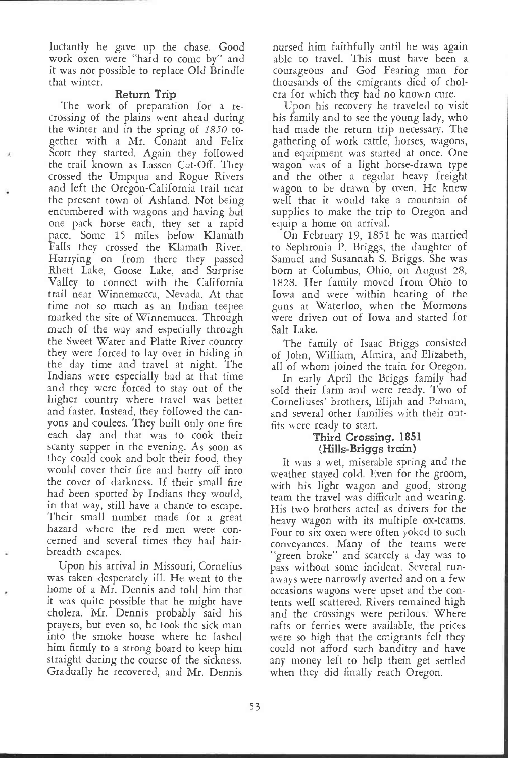luctantly he gave up the chase. Good work oxen were "hard to come by" and it was not possible to replace Old Brindle that winter.

### Return Trip

The work of preparation for a re-crossing of the plains went ahead during the winter and in the spring of *1850* together with a Mr. Conant and Felix Scott they started. Again they followed the trail known as Lassen Cut-Off. They crossed the Umpqua and Rogue Rivers and left the Oregon-California trail near the present town of Ashland. Not being encumbered with wagons and having but one pack horse each, they set a rapid pace. Some 15 miles below Klamath Falls they crossed the Klamath River. Hurrying on from there they passed Rhett Lake, Goose Lake, and Surprise Valley to connect with the California trail near Winnemucca, Nevada. At that time not so much as an Indian teepee marked the site of Winnemucca. Through much of the way and especially through the Sweet Water and Platte River country they were forced to lay over in hiding in the day time and travel at night. The Indians were especially bad at that time and they were forced to stay out of the higher country where travel was better and faster. Instead, they followed the canyons and coulees. They built only one fire each day and that was to cook their scanty supper in the evening. As soon as they could cook and bolt their food, they would cover their fire and hurry off into the cover of darkness. If their small fire had been spotted by Indians they would, in that way, still have a chance to escape. Their small number made for a great hazard where the red men were concerned and several times they had hair-breadth escapes.

Upon his arrival in Missouri, Cornelius was taken desperately ill. He went to the home of a Mr. Dennis and told him that it was quite possible that he might have cholera. Mr. Dennis probably said his prayers, but even so, he took the sick man into the smoke house where he lashed him firmly to a strong board to keep him straight during the course of the sickness. Gradually he recovered, and Mr. Dennis nursed him faithfully until he was again able to travel. This must have been a courageous and God Fearing man for thousands of the emigrants died of cholera for which they had no known cure.

Upon his recovery he traveled to visit his family and to see the young lady, who had made the return trip necessary. The gathering of work cattle, horses, wagons, and equipment was started at once. One wagon was of a light horse-drawn type and the other a regular heavy freight wagon to be drawn by oxen. He knew well that it would take a mountain of supplies to make the trip to Oregon and equip a home on arrival.

On February 19, 1851 he was married to Sephronia P. Briggs, the daughter of Samuel and Susannah S. Briggs. She was born at Columbus, Ohio, on August 28, 1828. Her family moved from Ohio to Iowa and were within hearing of the guns at Waterloo, when the Mormons were driven out of Iowa and started for Salt Lake.

The family of Isaac Briggs consisted of John, William, Almira, and Elizabeth, all of whom joined the train for Oregon.

In early April the Briggs family had sold their farm and were ready. Two of Corneliuses' brothers, Elijah and Putnam, and several other families with their outfits were ready to start.

### Third Crossing, 1851
### (Hills-Briggs train)

It was a wet, miserable spring and the weather stayed cold. Even for the groom, with his light wagon and good, strong team the travel was difficult and wearing. His two brothers acted as drivers for the heavy wagon with its multiple ox-teams. Four to six oxen were often yoked to such conveyances. Many of the teams were "green broke" and scarcely a day was to pass without some incident. Several runaways were narrowly averted and on a few occasions wagons were upset and the contents well scattered. Rivers remained high and the crossings were perilous. Where rafts or ferries were available, the prices were so high that the emigrants felt they could not afford such banditry and have any money left to help them get settled when they did finally reach Oregon.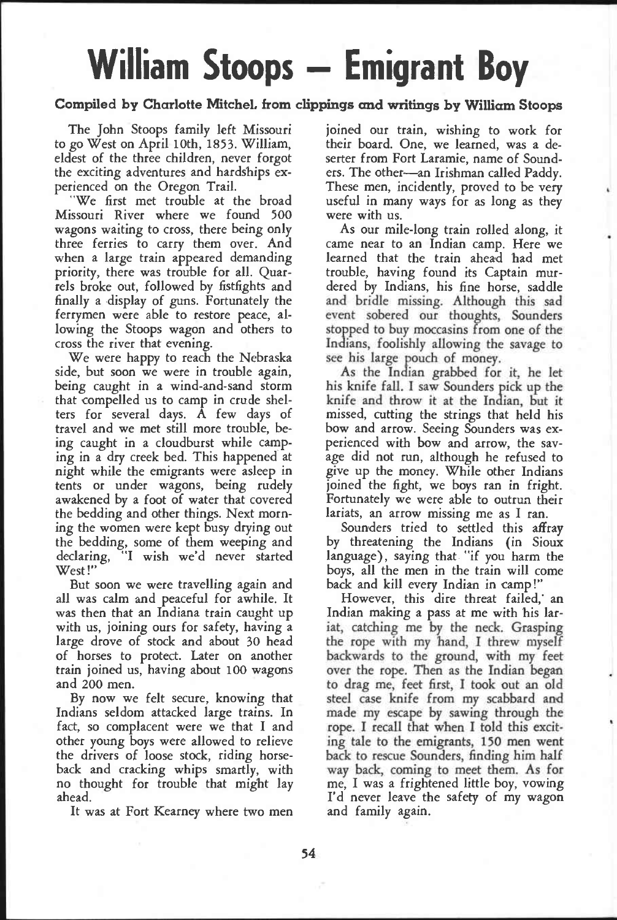# William Stoops — Emigrant Boy

**Compiled by Charlotte Mitchel, from clippings and writings by William Stoops**

The John Stoops family left Missouri to go West on April 10th, 1853. William, eldest of the three children, never forgot the exciting adventures and hardships experienced on the Oregon Trail.

"We first met trouble at the broad Missouri River where we found 500 wagons waiting to cross, there being only three ferries to carry them over. And when a large train appeared demanding priority, there was trouble for all. Quarrels broke out, followed by fistfights and finally a display of guns. Fortunately the ferrymen were able to restore peace, allowing the Stoops wagon and others to cross the river that evening.

We were happy to reach the Nebraska side, but soon we were in trouble again, being caught in a wind-and-sand storm that compelled us to camp in crude shelters for several days. A few days of travel and we met still more trouble, being caught in a cloudburst while camping in a dry creek bed. This happened at night while the emigrants were asleep in tents or under wagons, being rudely awakened by a foot of water that covered the bedding and other things. Next morning the women were kept busy drying out the bedding, some of them weeping and declaring, "I wish we'd never started West!"

But soon we were travelling again and all was calm and peaceful for awhile. It was then that an Indiana train caught up with us, joining ours for safety, having a large drove of stock and about 30 head of horses to protect. Later on another train joined us, having about 100 wagons and 200 men.

By now we felt secure, knowing that Indians seldom attacked large trains. In fact, so complacent were we that I and other young boys were allowed to relieve the drivers of loose stock, riding horseback and cracking whips smartly, with no thought for trouble that might lay ahead.

It was at Fort Kearney where two men joined our train, wishing to work for their board. One, we learned, was a deserter from Fort Laramie, name of Sounders. The other—an Irishman called Paddy. These men, incidently, proved to be very useful in many ways for as long as they were with us.

As our mile-long train rolled along, it came near to an Indian camp. Here we learned that the train ahead had met trouble, having found its Captain murdered by Indians, his fine horse, saddle and bridle missing. Although this sad event sobered our thoughts, Sounders stopped to buy moccasins from one of the Indians, foolishly allowing the savage to see his large pouch of money.

As the Indian grabbed for it, he let his knife fall. I saw Sounders pick up the knife and throw it at the Indian, but it missed, cutting the strings that held his bow and arrow. Seeing Sounders was experienced with bow and arrow, the savage did not run, although he refused to give up the money. While other Indians joined the fight, we boys ran in fright. Fortunately we were able to outrun their lariats, an arrow missing me as I ran.

Sounders tried to settled this affray by threatening the Indians (in Sioux language), saying that "if you harm the boys, all the men in the train will come back and kill every Indian in camp!"

However, this dire threat failed, an Indian making a pass at me with his lariat, catching me by the neck. Grasping the rope with my hand, I threw myself backwards to the ground, with my feet over the rope. Then as the Indian began to drag me, feet first, I took out an old steel case knife from my scabbard and made my escape by sawing through the rope. I recall that when I told this exciting tale to the emigrants, 150 men went back to rescue Sounders, finding him half way back, coming to meet them. As for me, I was a frightened little boy, vowing I'd never leave the safety of my wagon and family again.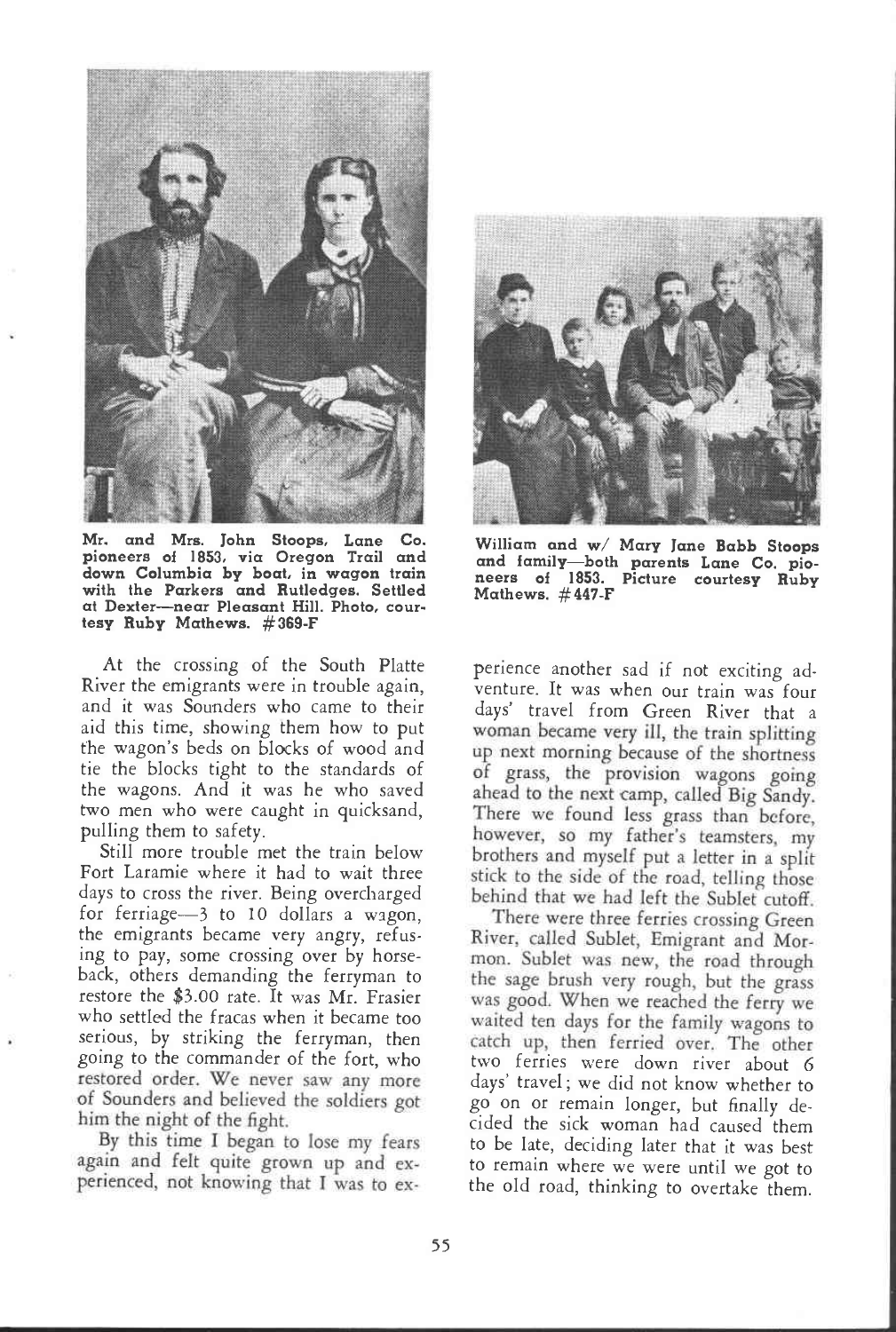Mr. and Mrs. John Stoops, Lane Co. pioneers of 1853, via Oregon Trail and down Columbia by boat, in wagon train with the Parkers and Rutledges. Settled at Dexter—near Pleasant Hill. Photo, courtesy Ruby Mathews. #369-F

William and w/ Mary Jane Babb Stoops and family—both parents Lane Co. pioneers of 1853. Picture courtesy Ruby Mathews. #447-F

At the crossing of the South Platte River the emigrants were in trouble again, and it was Sounders who came to their aid this time, showing them how to put the wagon's beds on blocks of wood and tie the blocks tight to the standards of the wagons. And it was he who saved two men who were caught in quicksand, pulling them to safety.

Still more trouble met the train below Fort Laramie where it had to wait three days to cross the river. Being overcharged for ferriage—3 to 10 dollars a wagon, the emigrants became very angry, refusing to pay, some crossing over by horseback, others demanding the ferryman to restore the $3.00 rate. It was Mr. Frasier who settled the fracas when it became too serious, by striking the ferryman, then going to the commander of the fort, who restored order. We never saw any more of Sounders and believed the soldiers got him the night of the fight.

By this time I began to lose my fears again and felt quite grown up and experienced, not knowing that I was to experience another sad if not exciting adventure. It was when our train was four days' travel from Green River that a woman became very ill, the train splitting up next morning because of the shortness of grass, the provision wagons going ahead to the next camp, called Big Sandy. There we found less grass than before, however, so my father's teamsters, my brothers and myself put a letter in a split stick to the side of the road, telling those behind that we had left the Sublet cutoff.

There were three ferries crossing Green River, called Sublet, Emigrant and Mormon. Sublet was new, the road through the sage brush very rough, but the grass was good. When we reached the ferry we waited ten days for the family wagons to catch up, then ferried over. The other two ferries were down river about 6 days' travel; we did not know whether to go on or remain longer, but finally decided the sick woman had caused them to be late, deciding later that it was best to remain where we were until we got to the old road, thinking to overtake them.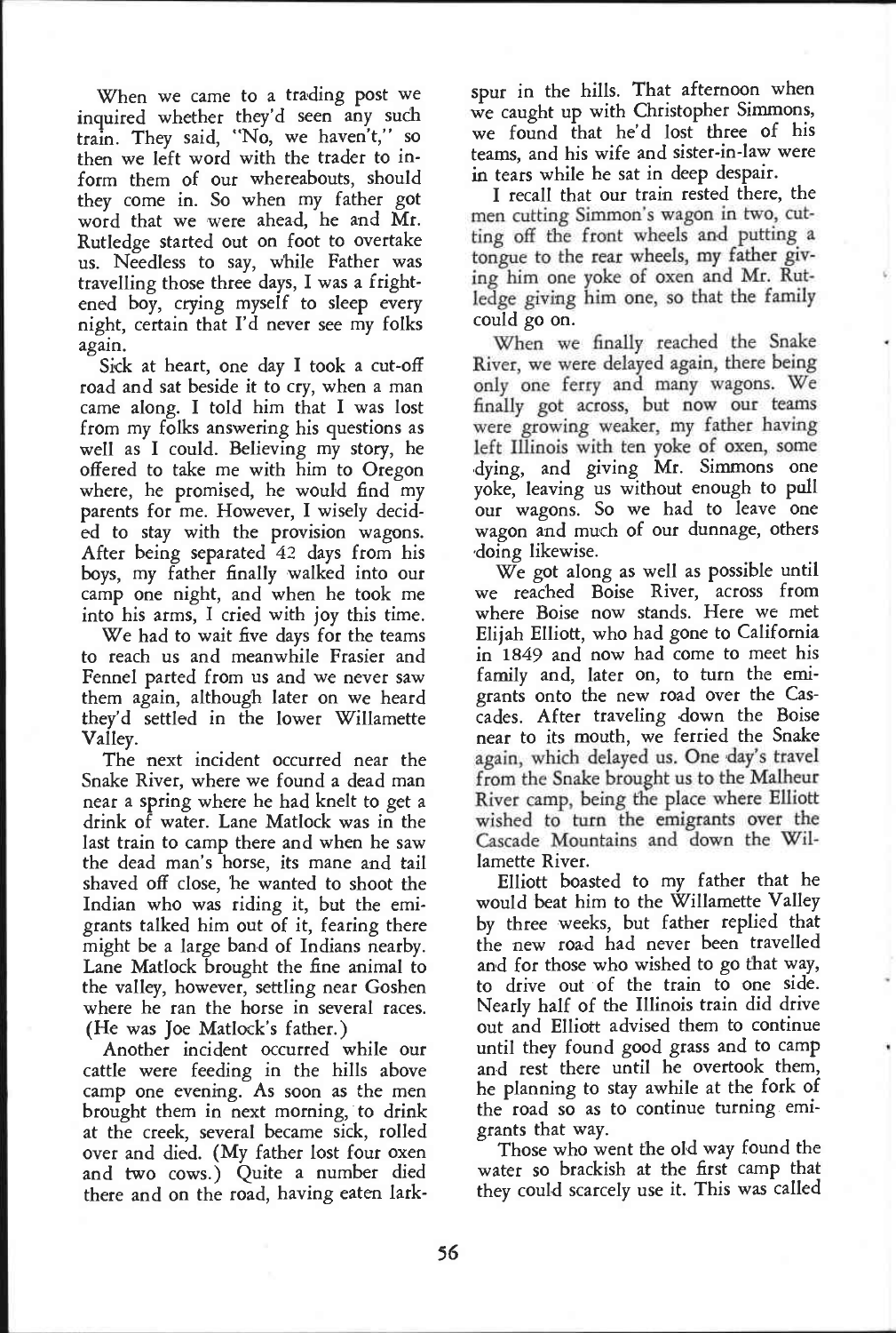When we came to a trading post we inquired whether they'd seen any such train. They said, "No, we haven't," so then we left word with the trader to inform them of our whereabouts, should they come in. So when my father got word that we were ahead, he and Mr. Rutledge started out on foot to overtake us. Needless to say, while Father was travelling those three days, I was a frightened boy, crying myself to sleep every night, certain that I'd never see my folks again.

Sick at heart, one day I took a cut-off road and sat beside it to cry, when a man came along. I told him that I was lost from my folks answering his questions as well as I could. Believing my story, he offered to take me with him to Oregon where, he promised, he would find my parents for me. However, I wisely decided to stay with the provision wagons. After being separated 42 days from his boys, my father finally walked into our camp one night, and when he took me into his arms, I cried with joy this time.

We had to wait five days for the teams to reach us and meanwhile Frasier and Fennel parted from us and we never saw them again, although later on we heard they'd settled in the lower Willamette Valley.

The next incident occurred near the Snake River, where we found a dead man near a spring where he had knelt to get a drink of water. Lane Matlock was in the last train to camp there and when he saw the dead man's horse, its mane and tail shaved off close, he wanted to shoot the Indian who was riding it, but the emigrants talked him out of it, fearing there might be a large band of Indians nearby. Lane Matlock brought the fine animal to the valley, however, settling near Goshen where he ran the horse in several races. (He was Joe Matlock's father.)

Another incident occurred while our cattle were feeding in the hills above camp one evening. As soon as the men brought them in next morning, to drink at the creek, several became sick, rolled over and died. (My father lost four oxen and two cows.) Quite a number died there and on the road, having eaten larkspur in the hills. That afternoon when we caught up with Christopher Simmons, we found that he'd lost three of his teams, and his wife and sister-in-law were in tears while he sat in deep despair.

I recall that our train rested there, the men cutting Simmon's wagon in two, cutting off the front wheels and putting a tongue to the rear wheels, my father giving him one yoke of oxen and Mr. Rutledge giving him one, so that the family could go on.

When we finally reached the Snake River, we were delayed again, there being only one ferry and many wagons. We finally got across, but now our teams were growing weaker, my father having left Illinois with ten yoke of oxen, some dying, and giving Mr. Simmons one yoke, leaving us without enough to pull our wagons. So we had to leave one wagon and much of our dunnage, others doing likewise.

We got along as well as possible until we reached Boise River, across from where Boise now stands. Here we met Elijah Elliott, who had gone to California in 1849 and now had come to meet his family and, later on, to turn the emigrants onto the new road over the Cascades. After traveling down the Boise near to its mouth, we ferried the Snake again, which delayed us. One day's travel from the Snake brought us to the Malheur River camp, being the place where Elliott wished to turn the emigrants over the Cascade Mountains and down the Willamette River.

Elliott boasted to my father that he would beat him to the Willamette Valley by three weeks, but father replied that the new road had never been travelled and for those who wished to go that way, to drive out of the train to one side. Nearly half of the Illinois train did drive out and Elliott advised them to continue until they found good grass and to camp and rest there until he overtook them, he planning to stay awhile at the fork of the road so as to continue turning emigrants that way.

Those who went the old way found the water so brackish at the first camp that they could scarcely use it. This was called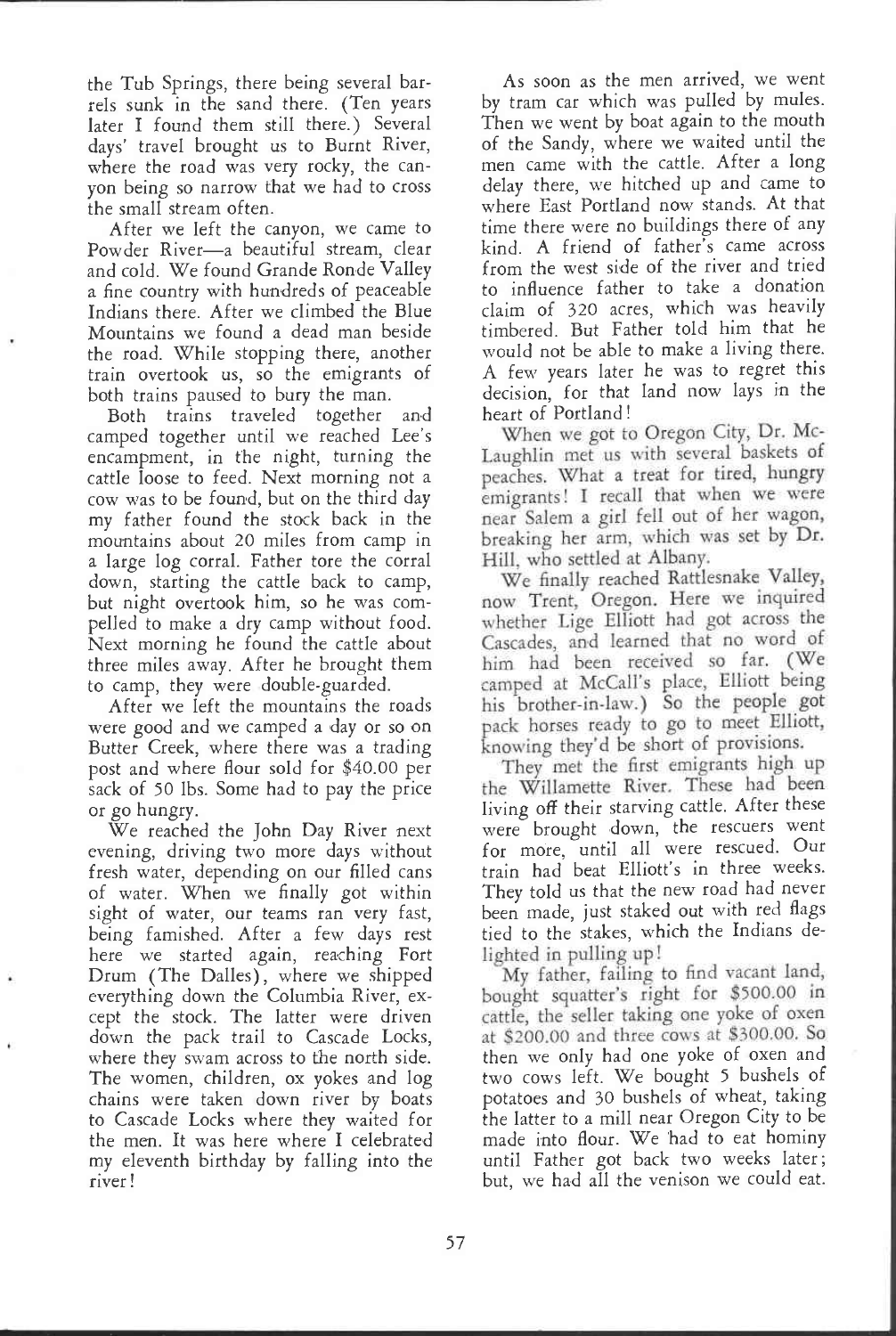the Tub Springs, there being several barrels sunk in the sand there. (Ten years later I found them still there.) Several days' travel brought us to Burnt River, where the road was very rocky, the canyon being so narrow that we had to cross the small stream often.

After we left the canyon, we came to Powder River—a beautiful stream, clear and cold. We found Grande Ronde Valley a fine country with hundreds of peaceable Indians there. After we climbed the Blue Mountains we found a dead man beside the road. While stopping there, another train overtook us, so the emigrants of both trains paused to bury the man.

Both trains traveled together and camped together until we reached Lee's encampment, in the night, turning the cattle loose to feed. Next morning not a cow was to be found, but on the third day my father found the stock back in the mountains about 20 miles from camp in a large log corral. Father tore the corral down, starting the cattle back to camp, but night overtook him, so he was compelled to make a dry camp without food. Next morning he found the cattle about three miles away. After he brought them to camp, they were double-guarded.

After we left the mountains the roads were good and we camped a day or so on Butter Creek, where there was a trading post and where flour sold for $40.00 per sack of 50 lbs. Some had to pay the price or go hungry.

We reached the John Day River next evening, driving two more days without fresh water, depending on our filled cans of water. When we finally got within sight of water, our teams ran very fast, being famished. After a few days rest here we started again, reaching Fort Drum (The Dalles), where we shipped everything down the Columbia River, except the stock. The latter were driven down the pack trail to Cascade Locks, where they swam across to the north side. The women, children, ox yokes and log chains were taken down river by boats to Cascade Locks where they waited for the men. It was here where I celebrated my eleventh birthday by falling into the river!

As soon as the men arrived, we went by tram car which was pulled by mules. Then we went by boat again to the mouth of the Sandy, where we waited until the men came with the cattle. After a long delay there, we hitched up and came to where East Portland now stands. At that time there were no buildings there of any kind. A friend of father's came across from the west side of the river and tried to influence father to take a donation claim of 320 acres, which was heavily timbered. But Father told him that he would not be able to make a living there. A few years later he was to regret this decision, for that land now lays in the heart of Portland!

When we got to Oregon City, Dr. McLaughlin met us with several baskets of peaches. What a treat for tired, hungry emigrants! I recall that when we were near Salem a girl fell out of her wagon, breaking her arm, which was set by Dr. Hill, who settled at Albany.

We finally reached Rattlesnake Valley, now Trent, Oregon. Here we inquired whether Lige Elliott had got across the Cascades, and learned that no word of him had been received so far. (We camped at McCall's place, Elliott being his brother-in-law.) So the people got pack horses ready to go to meet Elliott, knowing they'd be short of provisions.

They met the first emigrants high up the Willamette River. These had been living off their starving cattle. After these were brought down, the rescuers went for more, until all were rescued. Our train had beat Elliott's in three weeks. They told us that the new road had never been made, just staked out with red flags tied to the stakes, which the Indians delighted in pulling up!

My father, failing to find vacant land, bought squatter's right for $500.00 in cattle, the seller taking one yoke of oxen at $200.00 and three cows at $300.00. So then we only had one yoke of oxen and two cows left. We bought 5 bushels of potatoes and 30 bushels of wheat, taking the latter to a mill near Oregon City to be made into flour. We had to eat hominy until Father got back two weeks later; but, we had all the venison we could eat.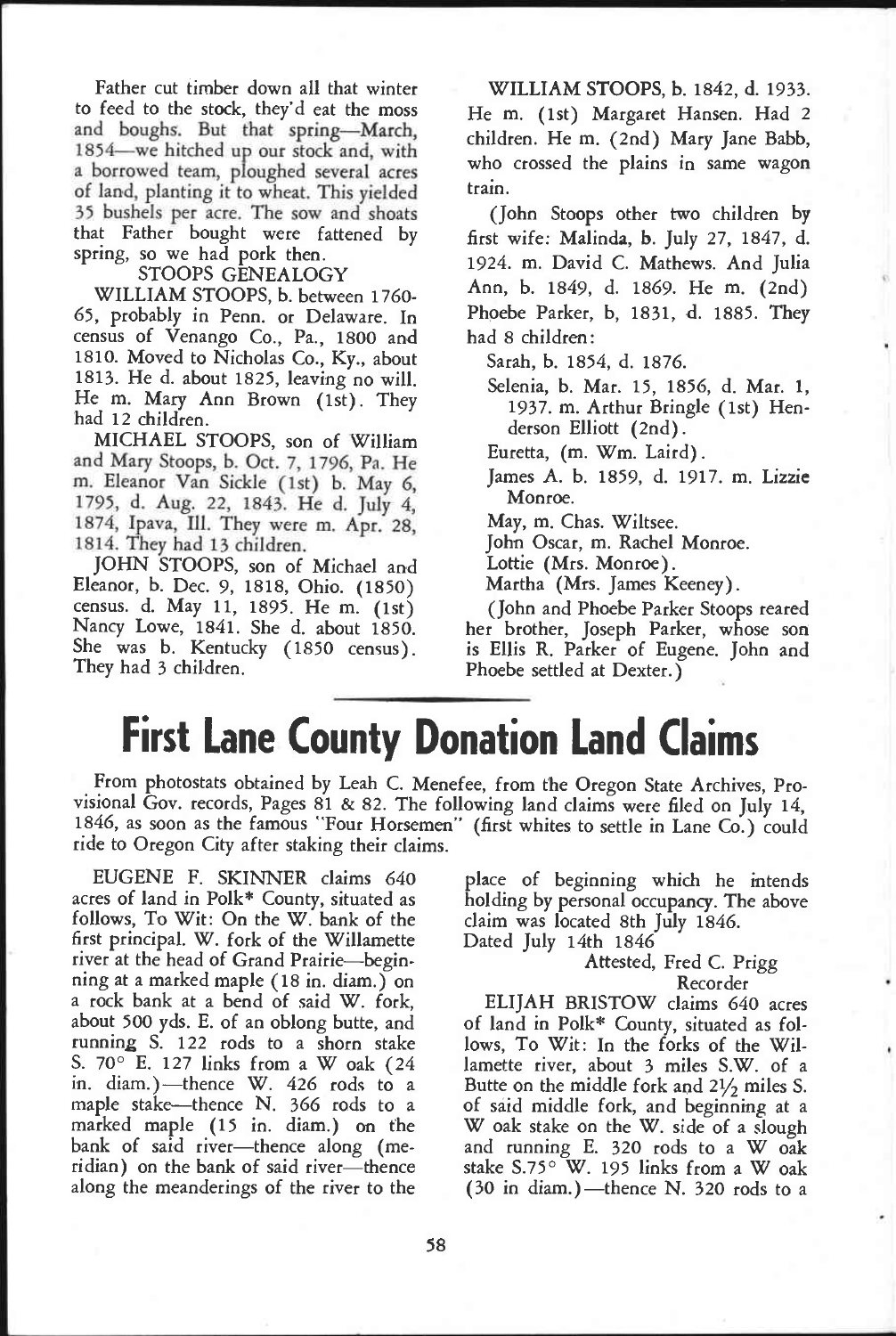Father cut timber down all that winter to feed to the stock, they'd eat the moss and boughs. But that spring—March, 1854—we hitched up our stock and, with a borrowed team, ploughed several acres of land, planting it to wheat. This yielded 35 bushels per acre. The sow and shoats that Father bought were fattened by spring, so we had pork then.

STOOPS GENEALOGY

WILLIAM STOOPS, b. between 1760-65, probably in Penn. or Delaware. In census of Venango Co., Pa., 1800 and 1810. Moved to Nicholas Co., Ky., about 1813. He d. about 1825, leaving no will. He m. Mary Ann Brown (1st). They had 12 children.

MICHAEL STOOPS, son of William and Mary Stoops, b. Oct. 7, 1796, Pa. He m. Eleanor Van Sickle (1st) b. May 6, 1795, d. Aug. 22, 1843. He d. July 4, 1874, Ipava, Ill. They were m. Apr. 28, 1814. They had 13 children.

JOHN STOOPS, son of Michael and Eleanor, b. Dec. 9, 1818, Ohio. (1850) census. d. May 11, 1895. He m. (1st) Nancy Lowe, 1841. She d. about 1850. She was b. Kentucky (1850 census). They had 3 children.

WILLIAM STOOPS, b. 1842, d. 1933. He m. (1st) Margaret Hansen. Had 2 children. He m. (2nd) Mary Jane Babb, who crossed the plains in same wagon train.

(John Stoops other two children by first wife: Malinda, b. July 27, 1847, d. 1924. m. David C. Mathews. And Julia Ann, b. 1849, d. 1869. He m. (2nd) Phoebe Parker, b, 1831, d. 1885. They had 8 children:

Sarah, b. 1854, d. 1876.

Selenia, b. Mar. 15, 1856, d. Mar. 1, 1937. m. Arthur Bringle (1st) Henderson Elliott (2nd).

Euretta, (m. Wm. Laird).

James A. b. 1859, d. 1917. m. Lizzie Monroe.

May, m. Chas. Wiltsee.

John Oscar, m. Rachel Monroe.

Lottie (Mrs. Monroe).

Martha (Mrs. James Keeney).

(John and Phoebe Parker Stoops reared her brother, Joseph Parker, whose son is Ellis R. Parker of Eugene. John and Phoebe settled at Dexter.)

# First Lane County Donation Land Claims

From photostats obtained by Leah C. Menefee, from the Oregon State Archives, Provisional Gov. records, Pages 81 & 82. The following land claims were filed on July 14, 1846, as soon as the famous "Four Horsemen" (first whites to settle in Lane Co.) could ride to Oregon City after staking their claims.

EUGENE F. SKINNER claims 640 acres of land in Polk* County, situated as follows, To Wit: On the W. bank of the first principal. W. fork of the Willamette river at the head of Grand Prairie—beginning at a marked maple (18 in. diam.) on a rock bank at a bend of said W. fork, about 500 yds. E. of an oblong butte, and running S. 122 rods to a shorn stake S. 70° E. 127 links from a W oak (24 in. diam.)—thence W. 426 rods to a maple stake—thence N. 366 rods to a marked maple (15 in. diam.) on the bank of said river—thence along (meridian) on the bank of said river—thence along the meanderings of the river to the place of beginning which he intends holding by personal occupancy. The above claim was located 8th July 1846.

Dated July 14th 1846

Attested, Fred C. Prigg
Recorder

ELIJAH BRISTOW claims 640 acres of land in Polk* County, situated as follows, To Wit: In the forks of the Willamette river, about 3 miles S.W. of a Butte on the middle fork and 2½ miles S. of said middle fork, and beginning at a W oak stake on the W. side of a slough and running E. 320 rods to a W oak stake S.75° W. 195 links from a W oak (30 in diam.)—thence N. 320 rods to a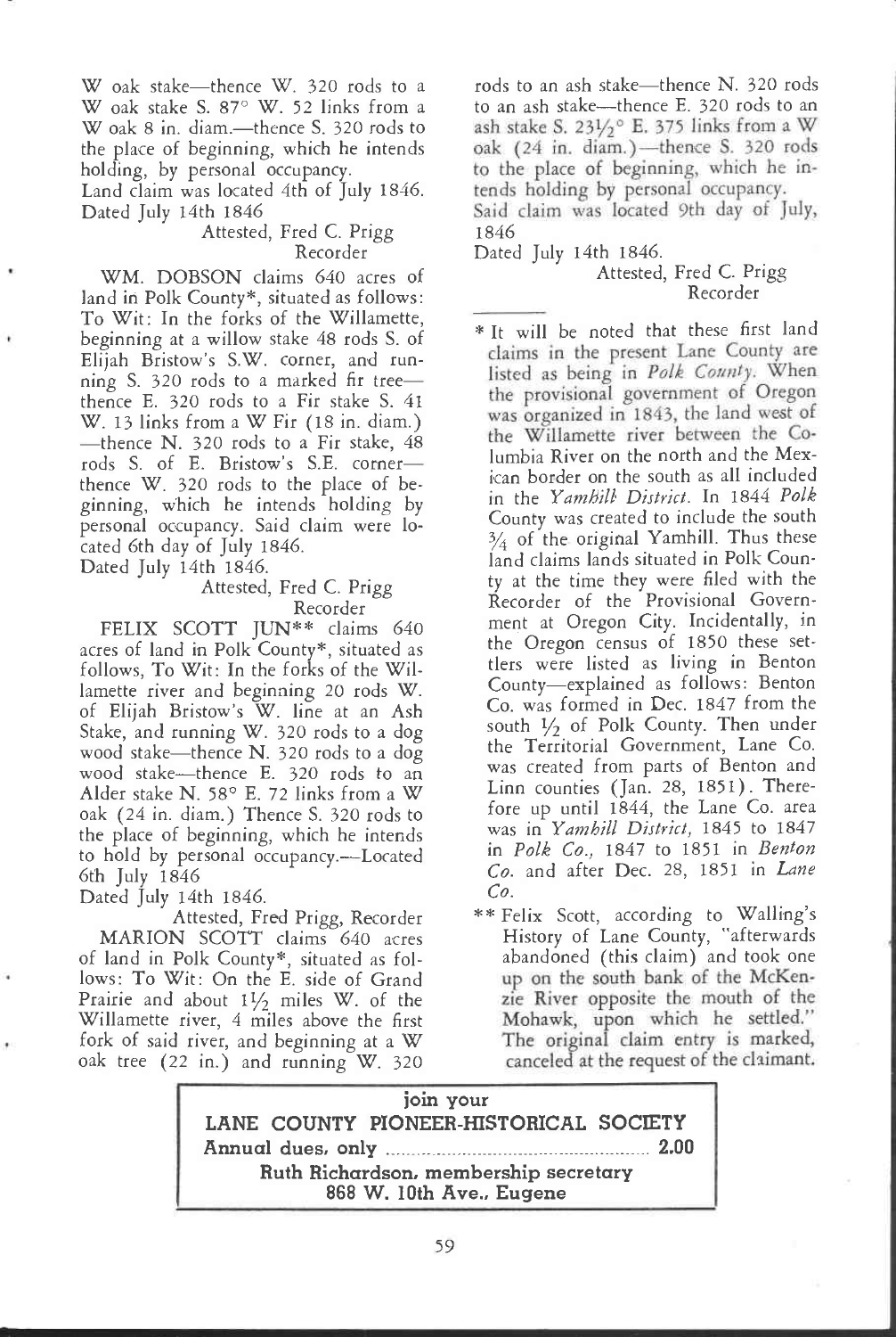W oak stake—thence W. 320 rods to a W oak stake S. 87° W. 52 links from a W oak 8 in. diam.—thence S. 320 rods to the place of beginning, which he intends holding, by personal occupancy.
Land claim was located 4th of July 1846.
Dated July 14th 1846

Attested, Fred C. Prigg
Recorder

WM. DOBSON claims 640 acres of land in Polk County*, situated as follows: To Wit: In the forks of the Willamette, beginning at a willow stake 48 rods S. of Elijah Bristow's S.W. corner, and running S. 320 rods to a marked fir tree—thence E. 320 rods to a Fir stake S. 41 W. 13 links from a W Fir (18 in. diam.)—thence N. 320 rods to a Fir stake, 48 rods S. of E. Bristow's S.E. corner—thence W. 320 rods to the place of beginning, which he intends holding by personal occupancy. Said claim were located 6th day of July 1846.
Dated July 14th 1846.

Attested, Fred C. Prigg
Recorder

FELIX SCOTT JUN** claims 640 acres of land in Polk County*, situated as follows, To Wit: In the forks of the Willamette river and beginning 20 rods W. of Elijah Bristow's W. line at an Ash Stake, and running W. 320 rods to a dog wood stake—thence N. 320 rods to a dog wood stake—thence E. 320 rods to an Alder stake N. 58° E. 72 links from a W oak (24 in. diam.) Thence S. 320 rods to the place of beginning, which he intends to hold by personal occupancy.—Located 6th July 1846
Dated July 14th 1846.

Attested, Fred Prigg, Recorder

MARION SCOTT claims 640 acres of land in Polk County*, situated as follows: To Wit: On the E. side of Grand Prairie and about 1½ miles W. of the Willamette river, 4 miles above the first fork of said river, and beginning at a W oak tree (22 in.) and running W. 320 rods to an ash stake—thence N. 320 rods to an ash stake—thence E. 320 rods to an ash stake S. 23½° E. 375 links from a W oak (24 in. diam.)—thence S. 320 rods to the place of beginning, which he intends holding by personal occupancy.
Said claim was located 9th day of July, 1846
Dated July 14th 1846.

Attested, Fred C. Prigg
Recorder

---

\* It will be noted that these first land claims in the present Lane County are listed as being in *Polk County*. When the provisional government of Oregon was organized in 1843, the land west of the Willamette river between the Columbia River on the north and the Mexican border on the south as all included in the *Yamhill District*. In 1844 *Polk* County was created to include the south ¾ of the original Yamhill. Thus these land claims lands situated in Polk County at the time they were filed with the Recorder of the Provisional Government at Oregon City. Incidentally, in the Oregon census of 1850 these settlers were listed as living in Benton County—explained as follows: Benton Co. was formed in Dec. 1847 from the south ½ of Polk County. Then under the Territorial Government, Lane Co. was created from parts of Benton and Linn counties (Jan. 28, 1851). Therefore up until 1844, the Lane Co. area was in *Yamhill District*, 1845 to 1847 in *Polk Co.*, 1847 to 1851 in *Benton Co.* and after Dec. 28, 1851 in *Lane Co.*

\*\* Felix Scott, according to Walling's History of Lane County, "afterwards abandoned (this claim) and took one up on the south bank of the McKenzie River opposite the mouth of the Mohawk, upon which he settled." The original claim entry is marked, canceled at the request of the claimant.

---

join your
**LANE COUNTY PIONEER-HISTORICAL SOCIETY**
**Annual dues, only .................... 2.00**
**Ruth Richardson, membership secretary**
**868 W. 10th Ave., Eugene**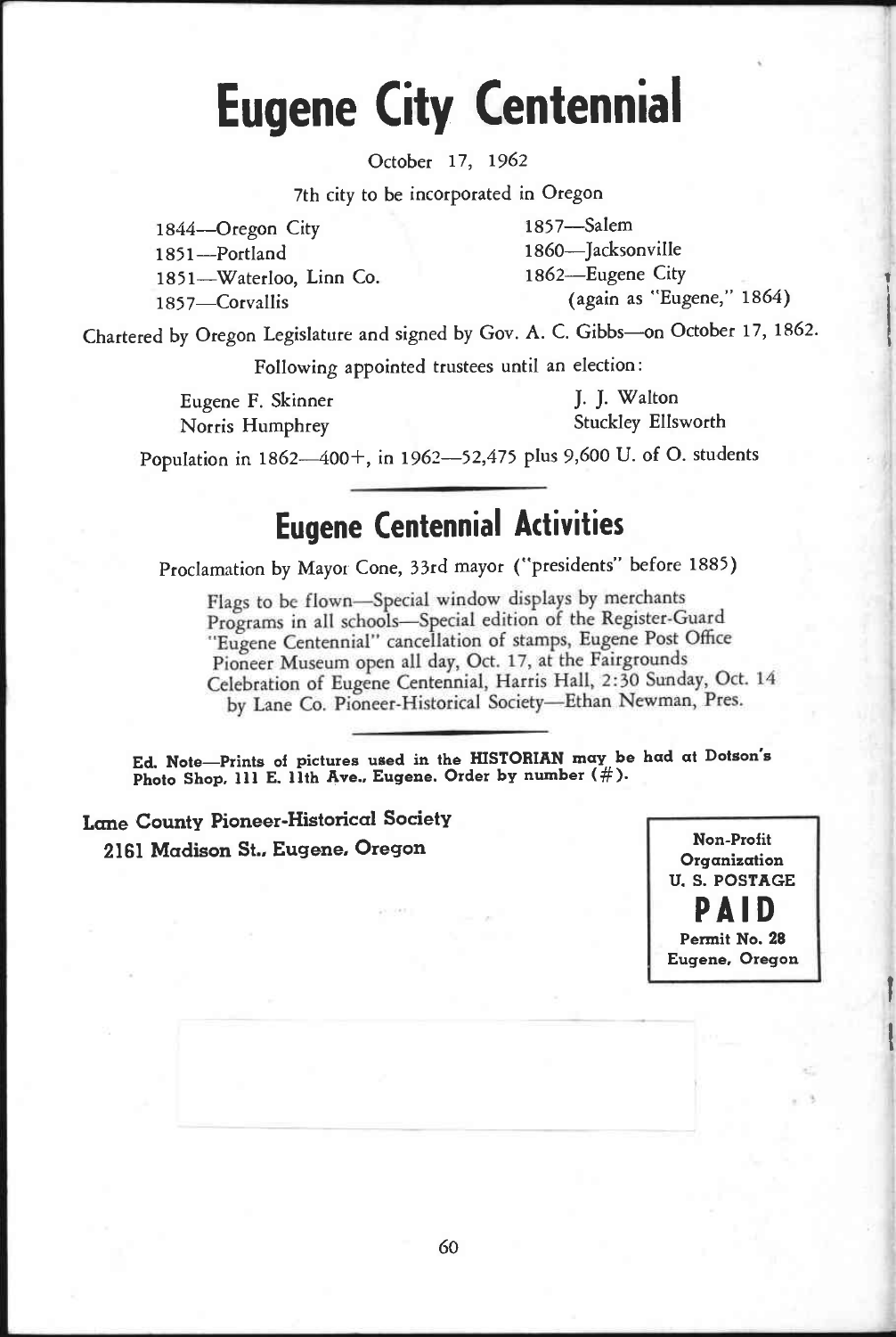# Eugene City Centennial

October 17, 1962

7th city to be incorporated in Oregon

1844—Oregon City
1851—Portland
1851—Waterloo, Linn Co.
1857—Corvallis
1857—Salem
1860—Jacksonville
1862—Eugene City
(again as "Eugene," 1864)

Chartered by Oregon Legislature and signed by Gov. A. C. Gibbs—on October 17, 1862.

Following appointed trustees until an election:

Eugene F. Skinner
Norris Humphrey
J. J. Walton
Stuckley Ellsworth

Population in 1862—400+, in 1962—52,475 plus 9,600 U. of O. students

## Eugene Centennial Activities

Proclamation by Mayor Cone, 33rd mayor ("presidents" before 1885)

Flags to be flown—Special window displays by merchants
Programs in all schools—Special edition of the Register-Guard
"Eugene Centennial" cancellation of stamps, Eugene Post Office
Pioneer Museum open all day, Oct. 17, at the Fairgrounds
Celebration of Eugene Centennial, Harris Hall, 2:30 Sunday, Oct. 14
by Lane Co. Pioneer-Historical Society—Ethan Newman, Pres.

**Ed. Note—Prints of pictures used in the HISTORIAN may be had at Dotson's Photo Shop, 111 E. 11th Ave., Eugene. Order by number (#).**

**Lane County Pioneer-Historical Society**
**2161 Madison St., Eugene, Oregon**

**Non-Profit Organization**
**U. S. POSTAGE**
**PAID**
**Permit No. 28**
**Eugene, Oregon**